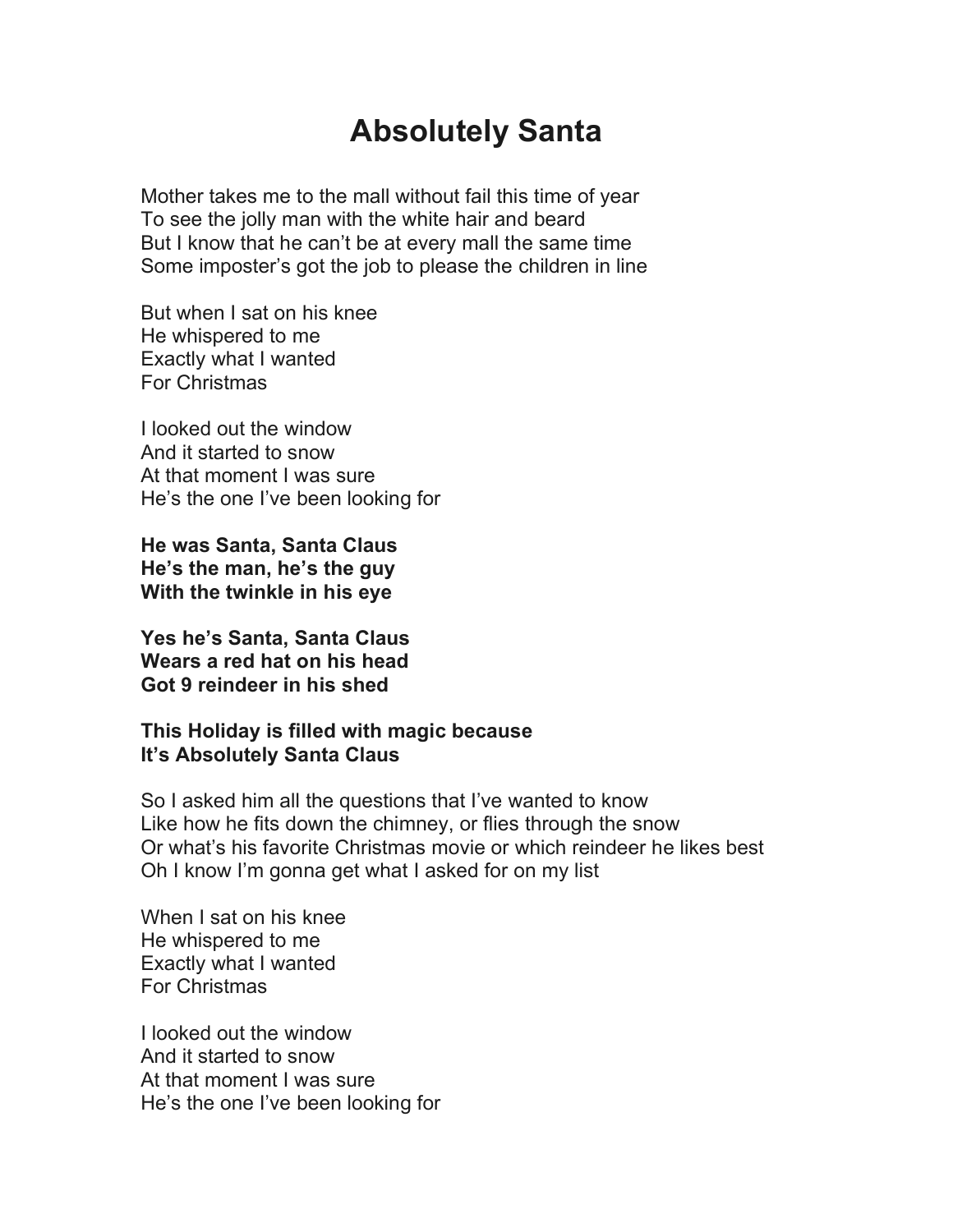# Absolutely Santa

Mother takes me to the mall without fail this time of year
To see the jolly man with the white hair and beard
But I know that he can't be at every mall the same time
Some imposter's got the job to please the children in line

But when I sat on his knee
He whispered to me
Exactly what I wanted
For Christmas

I looked out the window
And it started to snow
At that moment I was sure
He's the one I've been looking for

**He was Santa, Santa Claus**
**He's the man, he's the guy**
**With the twinkle in his eye**

**Yes he's Santa, Santa Claus**
**Wears a red hat on his head**
**Got 9 reindeer in his shed**

**This Holiday is filled with magic because**
**It's Absolutely Santa Claus**

So I asked him all the questions that I've wanted to know
Like how he fits down the chimney, or flies through the snow
Or what's his favorite Christmas movie or which reindeer he likes best
Oh I know I'm gonna get what I asked for on my list

When I sat on his knee
He whispered to me
Exactly what I wanted
For Christmas

I looked out the window
And it started to snow
At that moment I was sure
He's the one I've been looking for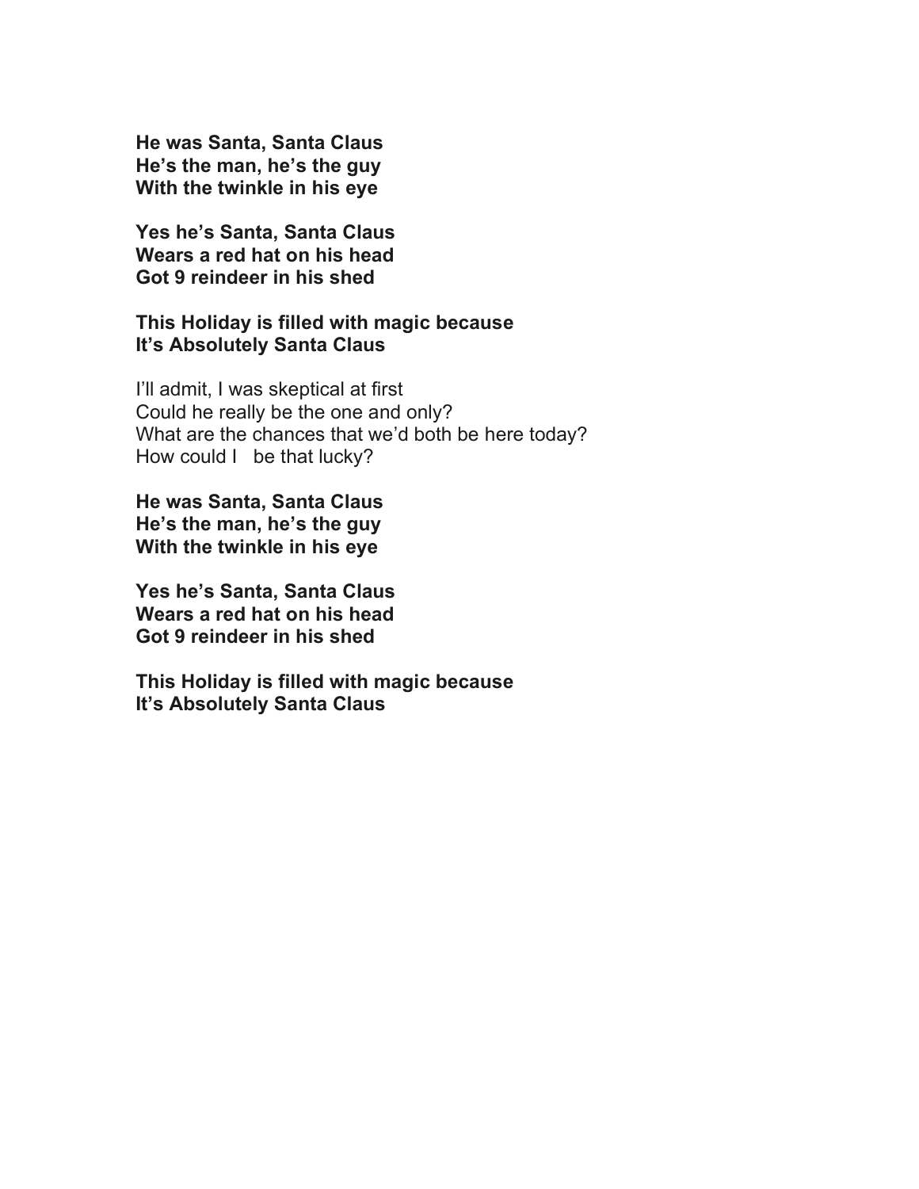**He was Santa, Santa Claus**
**He's the man, he's the guy**
**With the twinkle in his eye**

**Yes he's Santa, Santa Claus**
**Wears a red hat on his head**
**Got 9 reindeer in his shed**

**This Holiday is filled with magic because**
**It's Absolutely Santa Claus**

I'll admit, I was skeptical at first
Could he really be the one and only?
What are the chances that we'd both be here today?
How could I   be that lucky?

**He was Santa, Santa Claus**
**He's the man, he's the guy**
**With the twinkle in his eye**

**Yes he's Santa, Santa Claus**
**Wears a red hat on his head**
**Got 9 reindeer in his shed**

**This Holiday is filled with magic because**
**It's Absolutely Santa Claus**